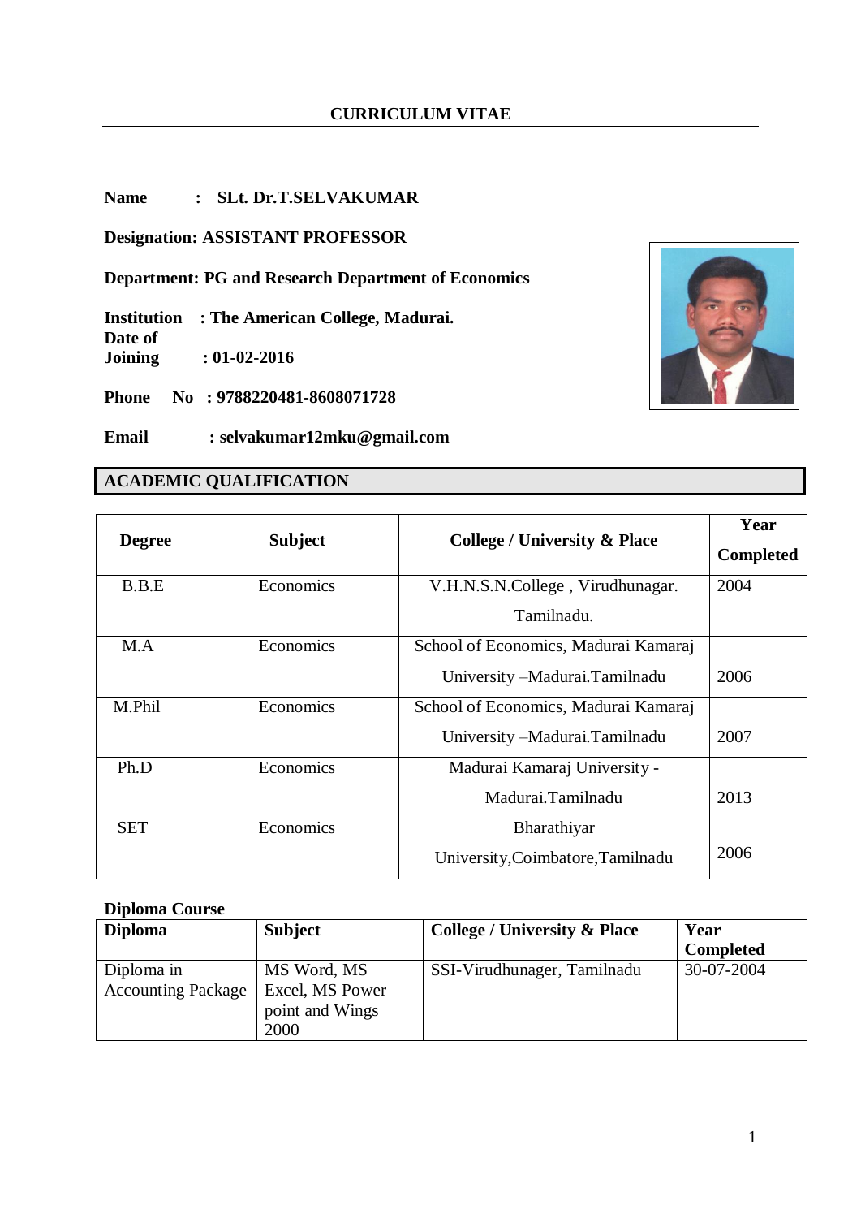# CURRICULUM VITAE

**Name : SLt. Dr.T.SELVAKUMAR**

**Designation: ASSISTANT PROFESSOR**

**Department: PG and Research Department of Economics**

**Institution : The American College, Madurai.**

**Date of Joining : 01-02-2016**

**Phone No : 9788220481-8608071728**

**Email : selvakumar12mku@gmail.com**

## ACADEMIC QUALIFICATION

| Degree | Subject | College / University & Place | Year Completed |
|---|---|---|---|
| B.B.E | Economics | V.H.N.S.N.College , Virudhunagar. Tamilnadu. | 2004 |
| M.A | Economics | School of Economics, Madurai Kamaraj University –Madurai.Tamilnadu | 2006 |
| M.Phil | Economics | School of Economics, Madurai Kamaraj University –Madurai.Tamilnadu | 2007 |
| Ph.D | Economics | Madurai Kamaraj University - Madurai.Tamilnadu | 2013 |
| SET | Economics | Bharathiyar University,Coimbatore,Tamilnadu | 2006 |

**Diploma Course**

| Diploma | Subject | College / University & Place | Year Completed |
|---|---|---|---|
| Diploma in Accounting Package | MS Word, MS Excel, MS Power point and Wings 2000 | SSI-Virudhunager, Tamilnadu | 30-07-2004 |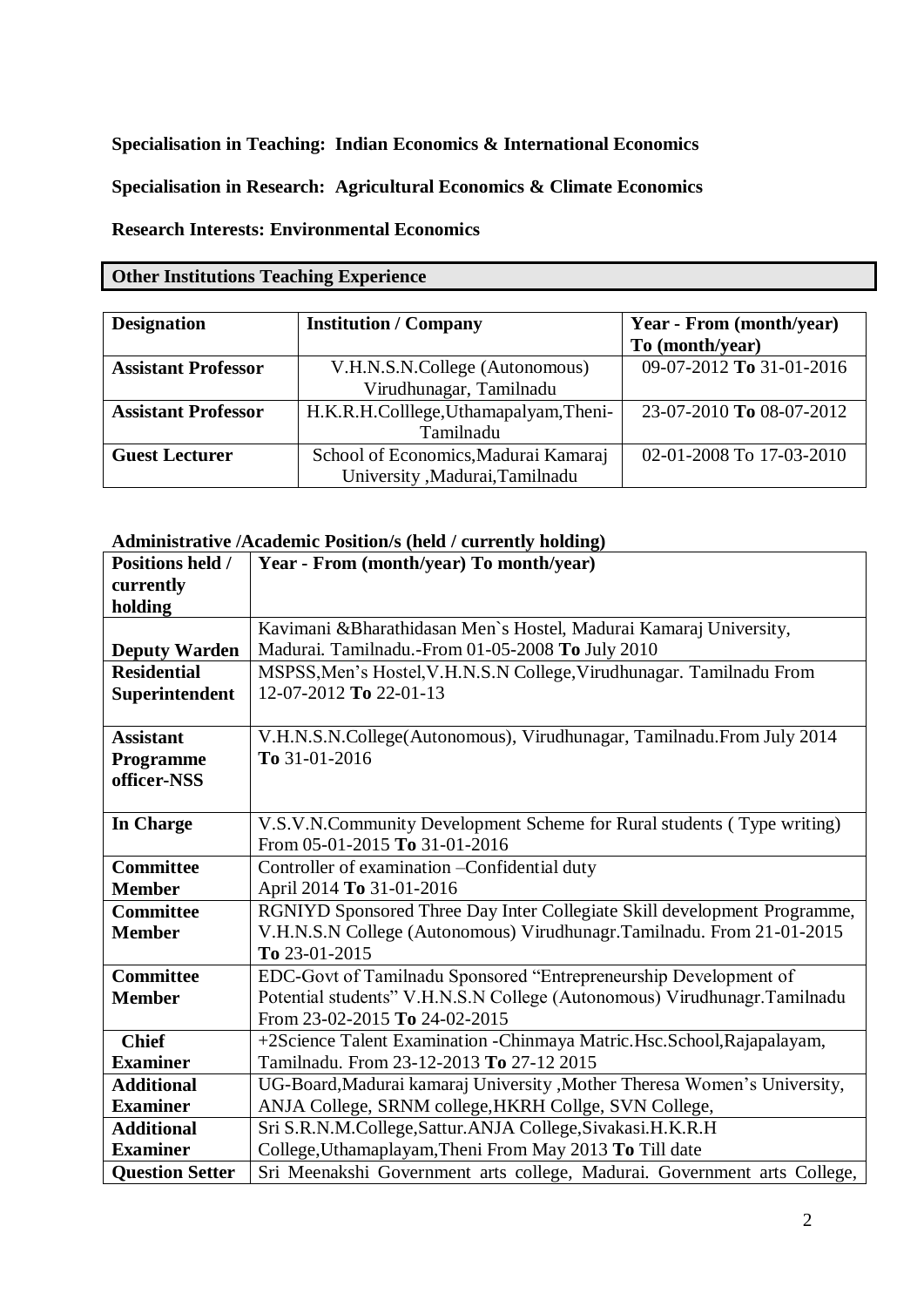**Specialisation in Teaching: Indian Economics & International Economics**

**Specialisation in Research: Agricultural Economics & Climate Economics**

**Research Interests: Environmental Economics**

## Other Institutions Teaching Experience

| Designation | Institution / Company | Year - From (month/year) To (month/year) |
|---|---|---|
| **Assistant Professor** | V.H.N.S.N.College (Autonomous) Virudhunagar, Tamilnadu | 09-07-2012 **To** 31-01-2016 |
| **Assistant Professor** | H.K.R.H.Colllege,Uthamapalyam,Theni-Tamilnadu | 23-07-2010 **To** 08-07-2012 |
| **Guest Lecturer** | School of Economics,Madurai Kamaraj University ,Madurai,Tamilnadu | 02-01-2008 To 17-03-2010 |

**Administrative /Academic Position/s (held / currently holding)**

| Positions held / currently holding | Year - From (month/year) To month/year) |
|---|---|
| **Deputy Warden** | Kavimani &Bharathidasan Men`s Hostel, Madurai Kamaraj University, Madurai. Tamilnadu.-From 01-05-2008 **To** July 2010 |
| **Residential Superintendent** | MSPSS,Men's Hostel,V.H.N.S.N College,Virudhunagar. Tamilnadu From 12-07-2012 **To** 22-01-13 |
| **Assistant Programme officer-NSS** | V.H.N.S.N.College(Autonomous), Virudhunagar, Tamilnadu.From July 2014 **To** 31-01-2016 |
| **In Charge** | V.S.V.N.Community Development Scheme for Rural students ( Type writing) From 05-01-2015 **To** 31-01-2016 |
| **Committee Member** | Controller of examination –Confidential duty April 2014 **To** 31-01-2016 |
| **Committee Member** | RGNIYD Sponsored Three Day Inter Collegiate Skill development Programme, V.H.N.S.N College (Autonomous) Virudhunagr.Tamilnadu. From 21-01-2015 **To** 23-01-2015 |
| **Committee Member** | EDC-Govt of Tamilnadu Sponsored "Entrepreneurship Development of Potential students" V.H.N.S.N College (Autonomous) Virudhunagr.Tamilnadu From 23-02-2015 **To** 24-02-2015 |
| **Chief Examiner** | +2Science Talent Examination -Chinmaya Matric.Hsc.School,Rajapalayam, Tamilnadu. From 23-12-2013 **To** 27-12 2015 |
| **Additional Examiner** | UG-Board,Madurai kamaraj University ,Mother Theresa Women's University, ANJA College, SRNM college,HKRH Collge, SVN College, |
| **Additional Examiner** | Sri S.R.N.M.College,Sattur.ANJA College,Sivakasi.H.K.R.H College,Uthamaplayam,Theni From May 2013 **To** Till date |
| **Question Setter** | Sri Meenakshi Government arts college, Madurai. Government arts College, |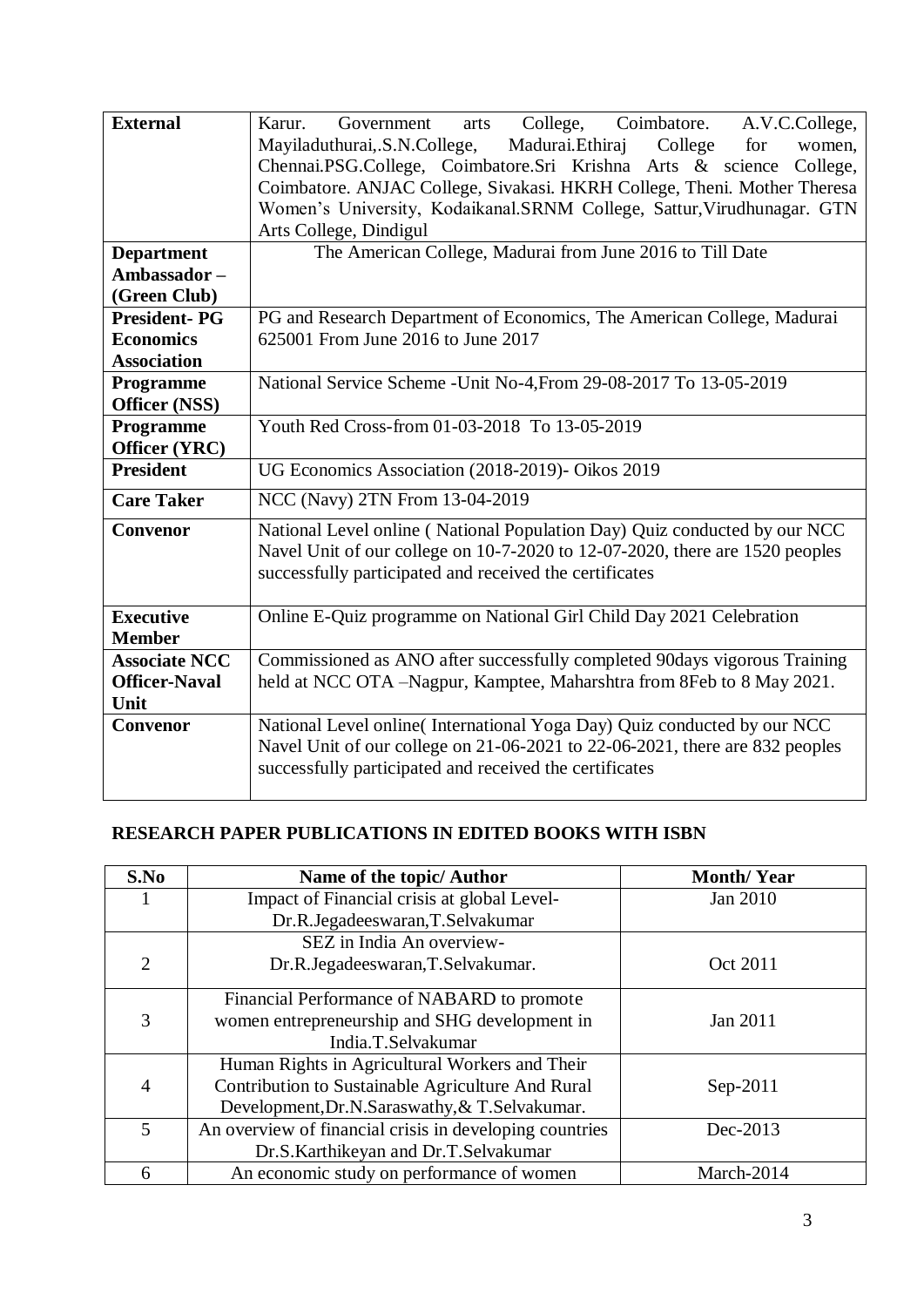| | |
|---|---|
| **External** | Karur. Government arts College, Coimbatore. A.V.C.College, Mayiladuthurai,.S.N.College, Madurai.Ethiraj College for women, Chennai.PSG.College, Coimbatore.Sri Krishna Arts & science College, Coimbatore. ANJAC College, Sivakasi. HKRH College, Theni. Mother Theresa Women's University, Kodaikanal.SRNM College, Sattur,Virudhunagar. GTN Arts College, Dindigul |
| **Department Ambassador – (Green Club)** | The American College, Madurai from June 2016 to Till Date |
| **President- PG Economics Association** | PG and Research Department of Economics, The American College, Madurai 625001 From June 2016 to June 2017 |
| **Programme Officer (NSS)** | National Service Scheme -Unit No-4,From 29-08-2017 To 13-05-2019 |
| **Programme Officer (YRC)** | Youth Red Cross-from 01-03-2018 To 13-05-2019 |
| **President** | UG Economics Association (2018-2019)- Oikos 2019 |
| **Care Taker** | NCC (Navy) 2TN From 13-04-2019 |
| **Convenor** | National Level online ( National Population Day) Quiz conducted by our NCC Navel Unit of our college on 10-7-2020 to 12-07-2020, there are 1520 peoples successfully participated and received the certificates |
| **Executive Member** | Online E-Quiz programme on National Girl Child Day 2021 Celebration |
| **Associate NCC Officer-Naval Unit** | Commissioned as ANO after successfully completed 90days vigorous Training held at NCC OTA –Nagpur, Kamptee, Maharshtra from 8Feb to 8 May 2021. |
| **Convenor** | National Level online( International Yoga Day) Quiz conducted by our NCC Navel Unit of our college on 21-06-2021 to 22-06-2021, there are 832 peoples successfully participated and received the certificates |

## RESEARCH PAPER PUBLICATIONS IN EDITED BOOKS WITH ISBN

| S.No | Name of the topic/ Author | Month/ Year |
|---|---|---|
| 1 | Impact of Financial crisis at global Level- Dr.R.Jegadeeswaran,T.Selvakumar | Jan 2010 |
| 2 | SEZ in India An overview- Dr.R.Jegadeeswaran,T.Selvakumar. | Oct 2011 |
| 3 | Financial Performance of NABARD to promote women entrepreneurship and SHG development in India.T.Selvakumar | Jan 2011 |
| 4 | Human Rights in Agricultural Workers and Their Contribution to Sustainable Agriculture And Rural Development,Dr.N.Saraswathy,& T.Selvakumar. | Sep-2011 |
| 5 | An overview of financial crisis in developing countries Dr.S.Karthikeyan and Dr.T.Selvakumar | Dec-2013 |
| 6 | An economic study on performance of women | March-2014 |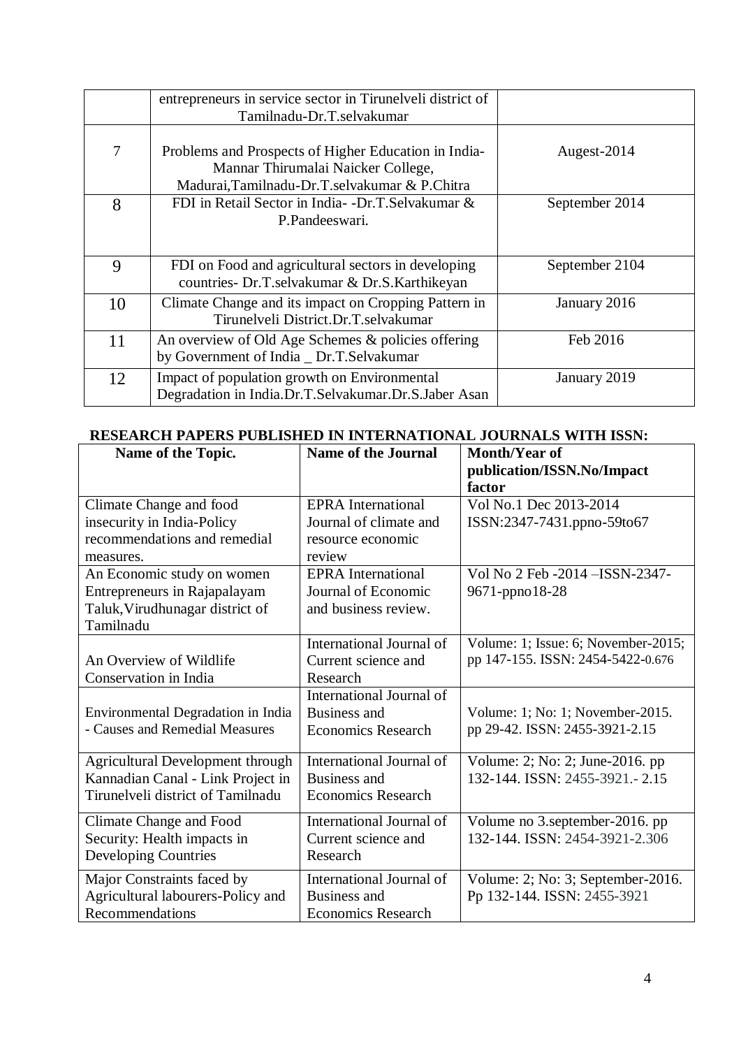|  |  |  |
|---|---|---|
|  | entrepreneurs in service sector in Tirunelveli district of Tamilnadu-Dr.T.selvakumar |  |
| 7 | Problems and Prospects of Higher Education in India-Mannar Thirumalai Naicker College, Madurai,Tamilnadu-Dr.T.selvakumar & P.Chitra | Augest-2014 |
| 8 | FDI in Retail Sector in India- -Dr.T.Selvakumar & P.Pandeeswari. | September 2014 |
| 9 | FDI on Food and agricultural sectors in developing countries- Dr.T.selvakumar & Dr.S.Karthikeyan | September 2104 |
| 10 | Climate Change and its impact on Cropping Pattern in Tirunelveli District.Dr.T.selvakumar | January 2016 |
| 11 | An overview of Old Age Schemes & policies offering by Government of India _ Dr.T.Selvakumar | Feb 2016 |
| 12 | Impact of population growth on Environmental Degradation in India.Dr.T.Selvakumar.Dr.S.Jaber Asan | January 2019 |

**RESEARCH PAPERS PUBLISHED IN INTERNATIONAL JOURNALS WITH ISSN:**

| Name of the Topic. | Name of the Journal | Month/Year of publication/ISSN.No/Impact factor |
|---|---|---|
| Climate Change and food insecurity in India-Policy recommendations and remedial measures. | EPRA International Journal of climate and resource economic review | Vol No.1 Dec 2013-2014 ISSN:2347-7431.ppno-59to67 |
| An Economic study on women Entrepreneurs in Rajapalayam Taluk,Virudhunagar district of Tamilnadu | EPRA International Journal of Economic and business review. | Vol No 2 Feb -2014 –ISSN-2347-9671-ppno18-28 |
| An Overview of Wildlife Conservation in India | International Journal of Current science and Research | Volume: 1; Issue: 6; November-2015; pp 147-155. ISSN: 2454-5422-0.676 |
| Environmental Degradation in India - Causes and Remedial Measures | International Journal of Business and Economics Research | Volume: 1; No: 1; November-2015. pp 29-42. ISSN: 2455-3921-2.15 |
| Agricultural Development through Kannadian Canal - Link Project in Tirunelveli district of Tamilnadu | International Journal of Business and Economics Research | Volume: 2; No: 2; June-2016. pp 132-144. ISSN: 2455-3921.- 2.15 |
| Climate Change and Food Security: Health impacts in Developing Countries | International Journal of Current science and Research | Volume no 3.september-2016. pp 132-144. ISSN: 2454-3921-2.306 |
| Major Constraints faced by Agricultural labourers-Policy and Recommendations | International Journal of Business and Economics Research | Volume: 2; No: 3; September-2016. Pp 132-144. ISSN: 2455-3921 |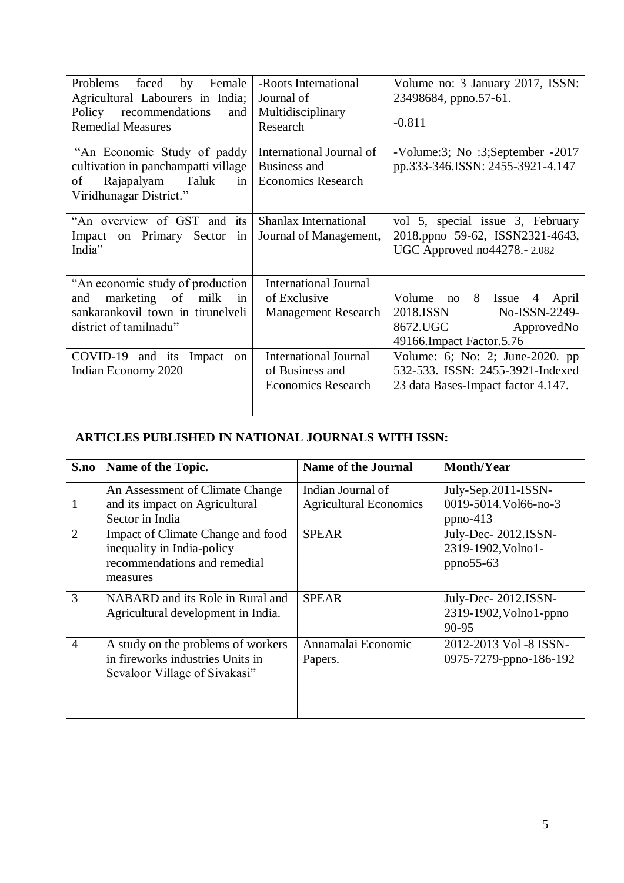| | | |
|---|---|---|
| Problems faced by Female Agricultural Labourers in India; Policy recommendations and Remedial Measures | -Roots International Journal of Multidisciplinary Research | Volume no: 3 January 2017, ISSN: 23498684, ppno.57-61. -0.811 |
| "An Economic Study of paddy cultivation in panchampatti village of Rajapalyam Taluk in Viridhunagar District." | International Journal of Business and Economics Research | -Volume:3; No :3;September -2017 pp.333-346.ISSN: 2455-3921-4.147 |
| "An overview of GST and its Impact on Primary Sector in India" | Shanlax International Journal of Management, | vol 5, special issue 3, February 2018.ppno 59-62, ISSN2321-4643, UGC Approved no44278.- 2.082 |
| "An economic study of production and marketing of milk in sankarankovil town in tirunelveli district of tamilnadu" | International Journal of Exclusive Management Research | Volume no 8 Issue 4 April 2018.ISSN No-ISSN-2249-8672.UGC ApprovedNo 49166.Impact Factor.5.76 |
| COVID-19 and its Impact on Indian Economy 2020 | International Journal of Business and Economics Research | Volume: 6; No: 2; June-2020. pp 532-533. ISSN: 2455-3921-Indexed 23 data Bases-Impact factor 4.147. |

## ARTICLES PUBLISHED IN NATIONAL JOURNALS WITH ISSN:

| S.no | Name of the Topic. | Name of the Journal | Month/Year |
|---|---|---|---|
| 1 | An Assessment of Climate Change and its impact on Agricultural Sector in India | Indian Journal of Agricultural Economics | July-Sep.2011-ISSN-0019-5014.Vol66-no-3 ppno-413 |
| 2 | Impact of Climate Change and food inequality in India-policy recommendations and remedial measures | SPEAR | July-Dec- 2012.ISSN-2319-1902,Volno1-ppno55-63 |
| 3 | NABARD and its Role in Rural and Agricultural development in India. | SPEAR | July-Dec- 2012.ISSN-2319-1902,Volno1-ppno 90-95 |
| 4 | A study on the problems of workers in fireworks industries Units in Sevaloor Village of Sivakasi" | Annamalai Economic Papers. | 2012-2013 Vol -8 ISSN-0975-7279-ppno-186-192 |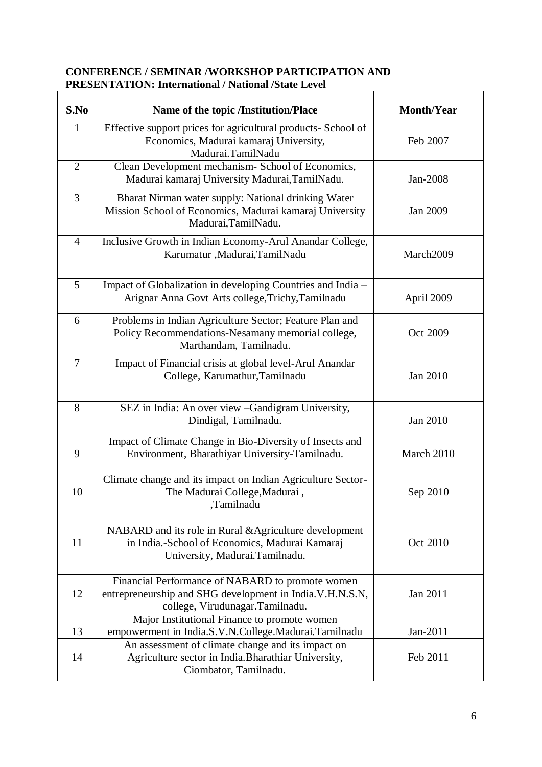**CONFERENCE / SEMINAR /WORKSHOP PARTICIPATION AND PRESENTATION: International / National /State Level**

| S.No | Name of the topic /Institution/Place | Month/Year |
|---|---|---|
| 1 | Effective support prices for agricultural products- School of Economics, Madurai kamaraj University, Madurai.TamilNadu | Feb 2007 |
| 2 | Clean Development mechanism- School of Economics, Madurai kamaraj University Madurai,TamilNadu. | Jan-2008 |
| 3 | Bharat Nirman water supply: National drinking Water Mission School of Economics, Madurai kamaraj University Madurai,TamilNadu. | Jan 2009 |
| 4 | Inclusive Growth in Indian Economy-Arul Anandar College, Karumatur ,Madurai,TamilNadu | March2009 |
| 5 | Impact of Globalization in developing Countries and India – Arignar Anna Govt Arts college,Trichy,Tamilnadu | April 2009 |
| 6 | Problems in Indian Agriculture Sector; Feature Plan and Policy Recommendations-Nesamany memorial college, Marthandam, Tamilnadu. | Oct 2009 |
| 7 | Impact of Financial crisis at global level-Arul Anandar College, Karumathur,Tamilnadu | Jan 2010 |
| 8 | SEZ in India: An over view –Gandigram University, Dindigal, Tamilnadu. | Jan 2010 |
| 9 | Impact of Climate Change in Bio-Diversity of Insects and Environment, Bharathiyar University-Tamilnadu. | March 2010 |
| 10 | Climate change and its impact on Indian Agriculture Sector-The Madurai College,Madurai , ,Tamilnadu | Sep 2010 |
| 11 | NABARD and its role in Rural &Agriculture development in India.-School of Economics, Madurai Kamaraj University, Madurai.Tamilnadu. | Oct 2010 |
| 12 | Financial Performance of NABARD to promote women entrepreneurship and SHG development in India.V.H.N.S.N, college, Virudunagar.Tamilnadu. | Jan 2011 |
| 13 | Major Institutional Finance to promote women empowerment in India.S.V.N.College.Madurai.Tamilnadu | Jan-2011 |
| 14 | An assessment of climate change and its impact on Agriculture sector in India.Bharathiar University, Ciombator, Tamilnadu. | Feb 2011 |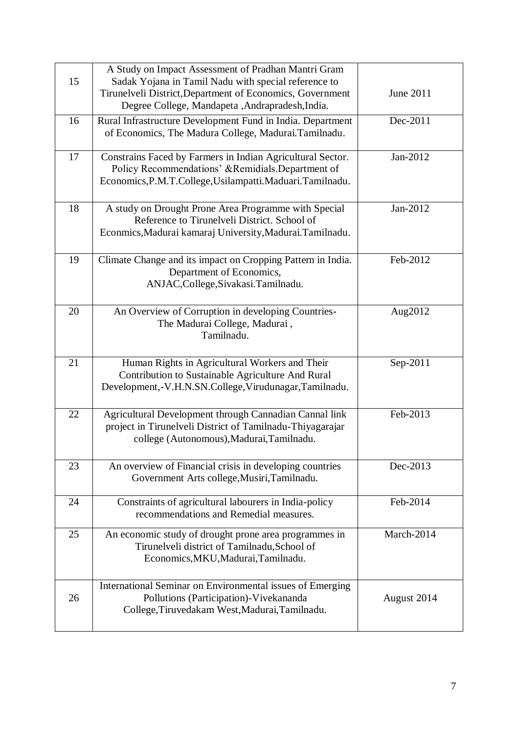| 15 | A Study on Impact Assessment of Pradhan Mantri Gram Sadak Yojana in Tamil Nadu with special reference to Tirunelveli District,Department of Economics, Government Degree College, Mandapeta ,Andrapradesh,India. | June 2011 |
|---|---|---|
| 16 | Rural Infrastructure Development Fund in India. Department of Economics, The Madura College, Madurai.Tamilnadu. | Dec-2011 |
| 17 | Constrains Faced by Farmers in Indian Agricultural Sector. Policy Recommendations' &Remidials.Department of Economics,P.M.T.College,Usilampatti.Maduari.Tamilnadu. | Jan-2012 |
| 18 | A study on Drought Prone Area Programme with Special Reference to Tirunelveli District. School of Econmics,Madurai kamaraj University,Madurai.Tamilnadu. | Jan-2012 |
| 19 | Climate Change and its impact on Cropping Pattern in India. Department of Economics, ANJAC,College,Sivakasi.Tamilnadu. | Feb-2012 |
| 20 | An Overview of Corruption in developing Countries- The Madurai College, Madurai , Tamilnadu. | Aug2012 |
| 21 | Human Rights in Agricultural Workers and Their Contribution to Sustainable Agriculture And Rural Development,-V.H.N.SN.College,Virudunagar,Tamilnadu. | Sep-2011 |
| 22 | Agricultural Development through Cannadian Cannal link project in Tirunelveli District of Tamilnadu-Thiyagarajar college (Autonomous),Madurai,Tamilnadu. | Feb-2013 |
| 23 | An overview of Financial crisis in developing countries Government Arts college,Musiri,Tamilnadu. | Dec-2013 |
| 24 | Constraints of agricultural labourers in India-policy recommendations and Remedial measures. | Feb-2014 |
| 25 | An economic study of drought prone area programmes in Tirunelveli district of Tamilnadu,School of Economics,MKU,Madurai,Tamilnadu. | March-2014 |
| 26 | International Seminar on Environmental issues of Emerging Pollutions (Participation)-Vivekananda College,Tiruvedakam West,Madurai,Tamilnadu. | August 2014 |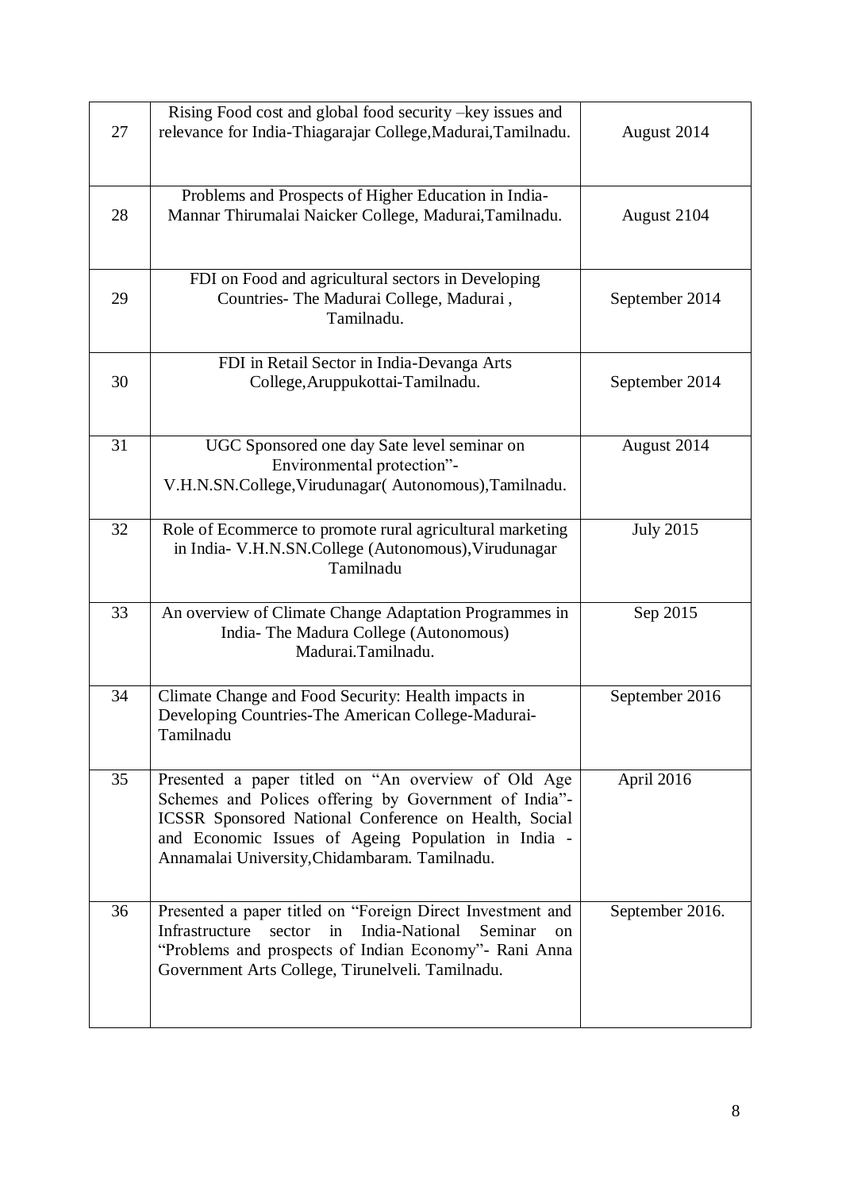| 27 | Rising Food cost and global food security –key issues and relevance for India-Thiagarajar College,Madurai,Tamilnadu. | August 2014 |
|---|---|---|
| 28 | Problems and Prospects of Higher Education in India-Mannar Thirumalai Naicker College, Madurai,Tamilnadu. | August 2104 |
| 29 | FDI on Food and agricultural sectors in Developing Countries- The Madurai College, Madurai , Tamilnadu. | September 2014 |
| 30 | FDI in Retail Sector in India-Devanga Arts College,Aruppukottai-Tamilnadu. | September 2014 |
| 31 | UGC Sponsored one day Sate level seminar on Environmental protection"- V.H.N.SN.College,Virudunagar( Autonomous),Tamilnadu. | August 2014 |
| 32 | Role of Ecommerce to promote rural agricultural marketing in India- V.H.N.SN.College (Autonomous),Virudunagar Tamilnadu | July 2015 |
| 33 | An overview of Climate Change Adaptation Programmes in India- The Madura College (Autonomous) Madurai.Tamilnadu. | Sep 2015 |
| 34 | Climate Change and Food Security: Health impacts in Developing Countries-The American College-Madurai-Tamilnadu | September 2016 |
| 35 | Presented a paper titled on "An overview of Old Age Schemes and Polices offering by Government of India"- ICSSR Sponsored National Conference on Health, Social and Economic Issues of Ageing Population in India - Annamalai University,Chidambaram. Tamilnadu. | April 2016 |
| 36 | Presented a paper titled on "Foreign Direct Investment and Infrastructure sector in India-National Seminar on "Problems and prospects of Indian Economy"- Rani Anna Government Arts College, Tirunelveli. Tamilnadu. | September 2016. |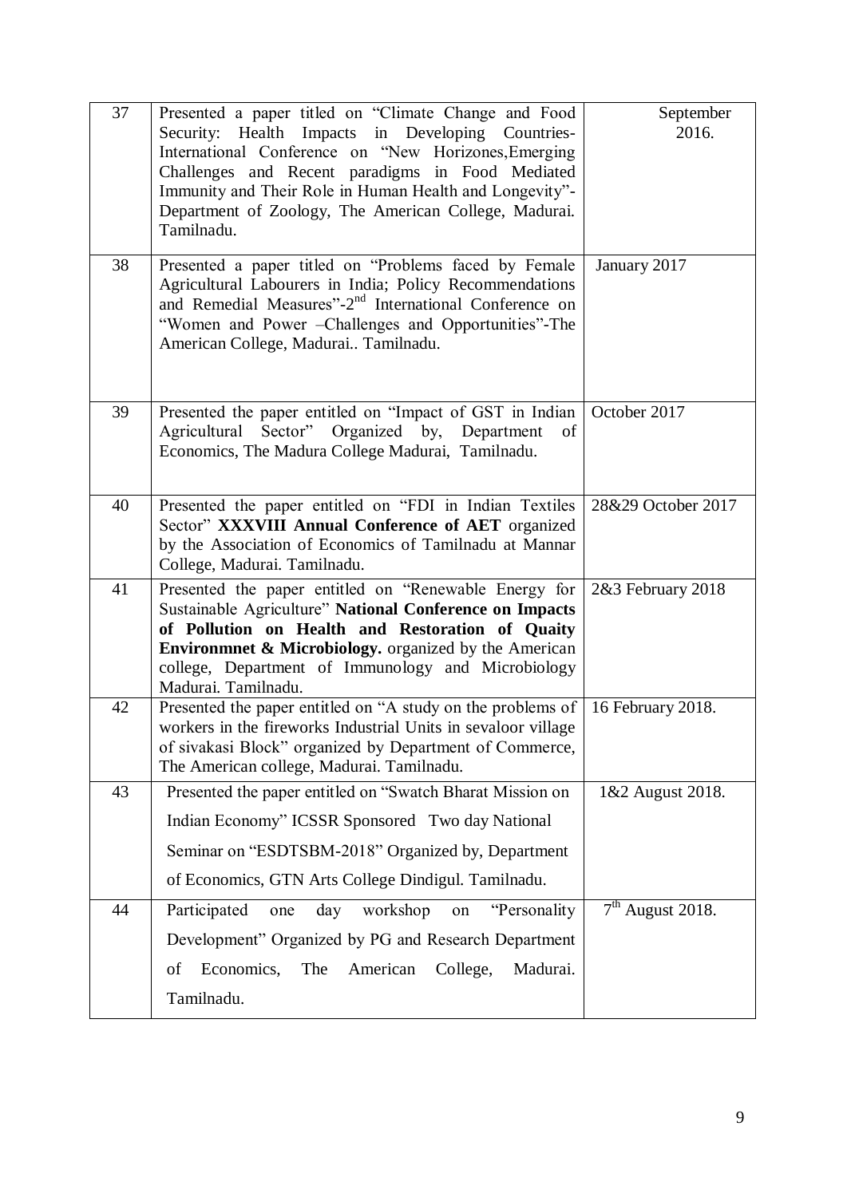| 37 | Presented a paper titled on "Climate Change and Food Security: Health Impacts in Developing Countries- International Conference on "New Horizones,Emerging Challenges and Recent paradigms in Food Mediated Immunity and Their Role in Human Health and Longevity"- Department of Zoology, The American College, Madurai. Tamilnadu. | September 2016. |
|---|---|---|
| 38 | Presented a paper titled on "Problems faced by Female Agricultural Labourers in India; Policy Recommendations and Remedial Measures"-2nd International Conference on "Women and Power –Challenges and Opportunities"-The American College, Madurai.. Tamilnadu. | January 2017 |
| 39 | Presented the paper entitled on "Impact of GST in Indian Agricultural Sector" Organized by, Department of Economics, The Madura College Madurai, Tamilnadu. | October 2017 |
| 40 | Presented the paper entitled on "FDI in Indian Textiles Sector" **XXXVIII Annual Conference of AET** organized by the Association of Economics of Tamilnadu at Mannar College, Madurai. Tamilnadu. | 28&29 October 2017 |
| 41 | Presented the paper entitled on "Renewable Energy for Sustainable Agriculture" **National Conference on Impacts of Pollution on Health and Restoration of Quaity Environmnet & Microbiology.** organized by the American college, Department of Immunology and Microbiology Madurai. Tamilnadu. | 2&3 February 2018 |
| 42 | Presented the paper entitled on "A study on the problems of workers in the fireworks Industrial Units in sevaloor village of sivakasi Block" organized by Department of Commerce, The American college, Madurai. Tamilnadu. | 16 February 2018. |
| 43 | Presented the paper entitled on "Swatch Bharat Mission on Indian Economy" ICSSR Sponsored Two day National Seminar on "ESDTSBM-2018" Organized by, Department of Economics, GTN Arts College Dindigul. Tamilnadu. | 1&2 August 2018. |
| 44 | Participated one day workshop on "Personality Development" Organized by PG and Research Department of Economics, The American College, Madurai. Tamilnadu. | 7th August 2018. |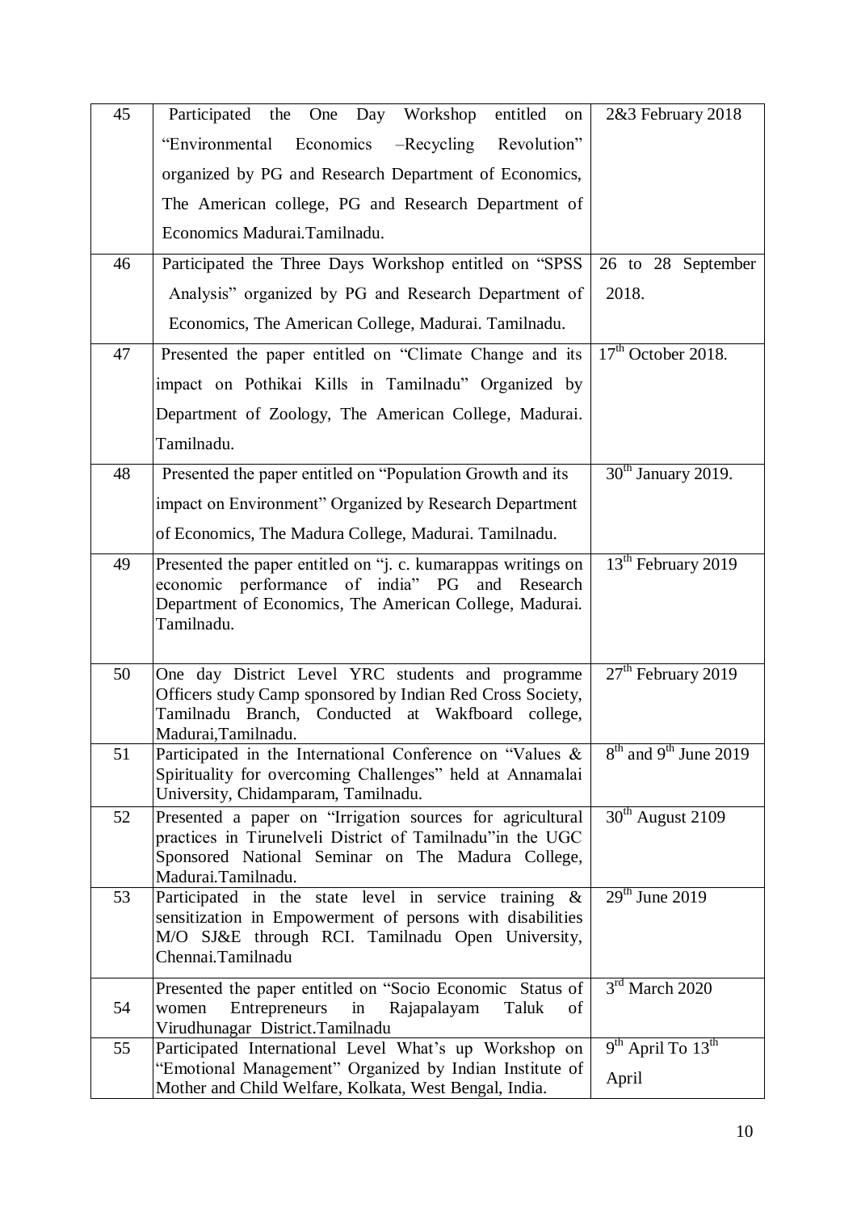| 45 | Participated the One Day Workshop entitled on "Environmental Economics –Recycling Revolution" organized by PG and Research Department of Economics, The American college, PG and Research Department of Economics Madurai.Tamilnadu. | 2&3 February 2018 |
|---|---|---|
| 46 | Participated the Three Days Workshop entitled on "SPSS Analysis" organized by PG and Research Department of Economics, The American College, Madurai. Tamilnadu. | 26 to 28 September 2018. |
| 47 | Presented the paper entitled on "Climate Change and its impact on Pothikai Kills in Tamilnadu" Organized by Department of Zoology, The American College, Madurai. Tamilnadu. | 17th October 2018. |
| 48 | Presented the paper entitled on "Population Growth and its impact on Environment" Organized by Research Department of Economics, The Madura College, Madurai. Tamilnadu. | 30th January 2019. |
| 49 | Presented the paper entitled on "j. c. kumarappas writings on economic performance of india" PG and Research Department of Economics, The American College, Madurai. Tamilnadu. | 13th February 2019 |
| 50 | One day District Level YRC students and programme Officers study Camp sponsored by Indian Red Cross Society, Tamilnadu Branch, Conducted at Wakfboard college, Madurai,Tamilnadu. | 27th February 2019 |
| 51 | Participated in the International Conference on "Values & Spirituality for overcoming Challenges" held at Annamalai University, Chidamparam, Tamilnadu. | 8th and 9th June 2019 |
| 52 | Presented a paper on "Irrigation sources for agricultural practices in Tirunelveli District of Tamilnadu"in the UGC Sponsored National Seminar on The Madura College, Madurai.Tamilnadu. | 30th August 2109 |
| 53 | Participated in the state level in service training & sensitization in Empowerment of persons with disabilities M/O SJ&E through RCI. Tamilnadu Open University, Chennai.Tamilnadu | 29th June 2019 |
| 54 | Presented the paper entitled on "Socio Economic Status of women Entrepreneurs in Rajapalayam Taluk of Virudhunagar District.Tamilnadu | 3rd March 2020 |
| 55 | Participated International Level What's up Workshop on "Emotional Management" Organized by Indian Institute of Mother and Child Welfare, Kolkata, West Bengal, India. | 9th April To 13th April |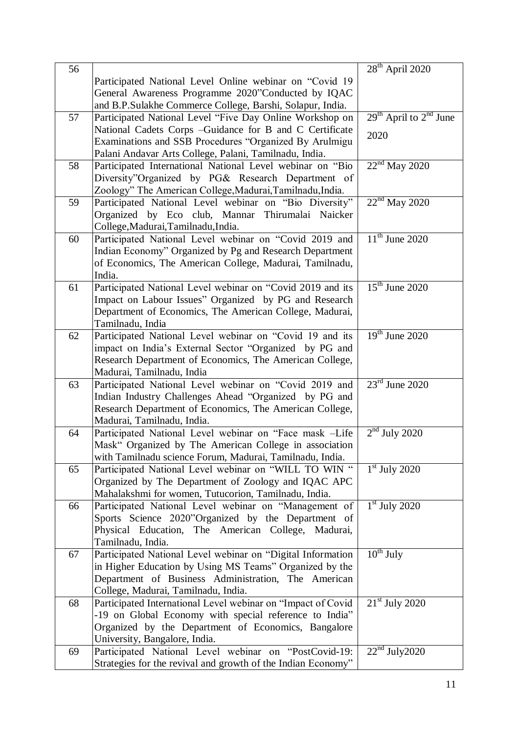| 56 | Participated National Level Online webinar on "Covid 19 General Awareness Programme 2020"Conducted by IQAC and B.P.Sulakhe Commerce College, Barshi, Solapur, India. | 28th April 2020 |
|---|---|---|
| 57 | Participated National Level "Five Day Online Workshop on National Cadets Corps –Guidance for B and C Certificate Examinations and SSB Procedures "Organized By Arulmigu Palani Andavar Arts College, Palani, Tamilnadu, India. | 29th April to 2nd June 2020 |
| 58 | Participated International National Level webinar on "Bio Diversity"Organized by PG& Research Department of Zoology" The American College,Madurai,Tamilnadu,India. | 22nd May 2020 |
| 59 | Participated National Level webinar on "Bio Diversity" Organized by Eco club, Mannar Thirumalai Naicker College,Madurai,Tamilnadu,India. | 22nd May 2020 |
| 60 | Participated National Level webinar on "Covid 2019 and Indian Economy" Organized by Pg and Research Department of Economics, The American College, Madurai, Tamilnadu, India. | 11th June 2020 |
| 61 | Participated National Level webinar on "Covid 2019 and its Impact on Labour Issues" Organized by PG and Research Department of Economics, The American College, Madurai, Tamilnadu, India | 15th June 2020 |
| 62 | Participated National Level webinar on "Covid 19 and its impact on India's External Sector "Organized by PG and Research Department of Economics, The American College, Madurai, Tamilnadu, India | 19th June 2020 |
| 63 | Participated National Level webinar on "Covid 2019 and Indian Industry Challenges Ahead "Organized by PG and Research Department of Economics, The American College, Madurai, Tamilnadu, India. | 23rd June 2020 |
| 64 | Participated National Level webinar on "Face mask –Life Mask" Organized by The American College in association with Tamilnadu science Forum, Madurai, Tamilnadu, India. | 2nd July 2020 |
| 65 | Participated National Level webinar on "WILL TO WIN " Organized by The Department of Zoology and IQAC APC Mahalakshmi for women, Tutucorion, Tamilnadu, India. | 1st July 2020 |
| 66 | Participated National Level webinar on "Management of Sports Science 2020"Organized by the Department of Physical Education, The American College, Madurai, Tamilnadu, India. | 1st July 2020 |
| 67 | Participated National Level webinar on "Digital Information in Higher Education by Using MS Teams" Organized by the Department of Business Administration, The American College, Madurai, Tamilnadu, India. | 10th July |
| 68 | Participated International Level webinar on "Impact of Covid -19 on Global Economy with special reference to India" Organized by the Department of Economics, Bangalore University, Bangalore, India. | 21st July 2020 |
| 69 | Participated National Level webinar on "PostCovid-19: Strategies for the revival and growth of the Indian Economy" | 22nd July2020 |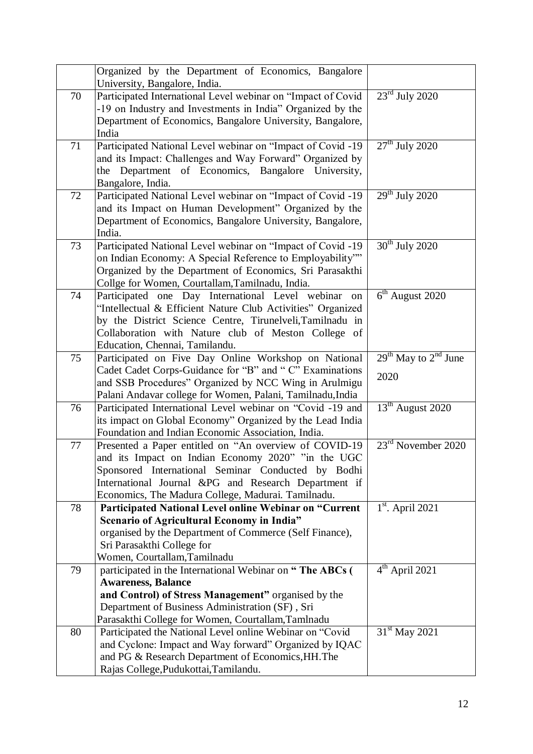| | | |
|---|---|---|
| | Organized by the Department of Economics, Bangalore University, Bangalore, India. | |
| 70 | Participated International Level webinar on "Impact of Covid -19 on Industry and Investments in India" Organized by the Department of Economics, Bangalore University, Bangalore, India | 23rd July 2020 |
| 71 | Participated National Level webinar on "Impact of Covid -19 and its Impact: Challenges and Way Forward" Organized by the Department of Economics, Bangalore University, Bangalore, India. | 27th July 2020 |
| 72 | Participated National Level webinar on "Impact of Covid -19 and its Impact on Human Development" Organized by the Department of Economics, Bangalore University, Bangalore, India. | 29th July 2020 |
| 73 | Participated National Level webinar on "Impact of Covid -19 on Indian Economy: A Special Reference to Employability"" Organized by the Department of Economics, Sri Parasakthi Collge for Women, Courtallam,Tamilnadu, India. | 30th July 2020 |
| 74 | Participated one Day International Level webinar on "Intellectual & Efficient Nature Club Activities" Organized by the District Science Centre, Tirunelveli,Tamilnadu in Collaboration with Nature club of Meston College of Education, Chennai, Tamilandu. | 6th August 2020 |
| 75 | Participated on Five Day Online Workshop on National Cadet Cadet Corps-Guidance for "B" and " C" Examinations and SSB Procedures" Organized by NCC Wing in Arulmigu Palani Andavar college for Women, Palani, Tamilnadu,India | 29th May to 2nd June 2020 |
| 76 | Participated International Level webinar on "Covid -19 and its impact on Global Economy" Organized by the Lead India Foundation and Indian Economic Association, India. | 13th August 2020 |
| 77 | Presented a Paper entitled on "An overview of COVID-19 and its Impact on Indian Economy 2020" "in the UGC Sponsored International Seminar Conducted by Bodhi International Journal &PG and Research Department if Economics, The Madura College, Madurai. Tamilnadu. | 23rd November 2020 |
| 78 | **Participated National Level online Webinar on "Current Scenario of Agricultural Economy in India"** organised by the Department of Commerce (Self Finance), Sri Parasakthi College for Women, Courtallam,Tamilnadu | 1st. April 2021 |
| 79 | participated in the International Webinar on **" The ABCs ( Awareness, Balance and Control) of Stress Management"** organised by the Department of Business Administration (SF) , Sri Parasakthi College for Women, Courtallam,Tamlnadu | 4th April 2021 |
| 80 | Participated the National Level online Webinar on "Covid and Cyclone: Impact and Way forward" Organized by IQAC and PG & Research Department of Economics,HH.The Rajas College,Pudukottai,Tamilandu. | 31st May 2021 |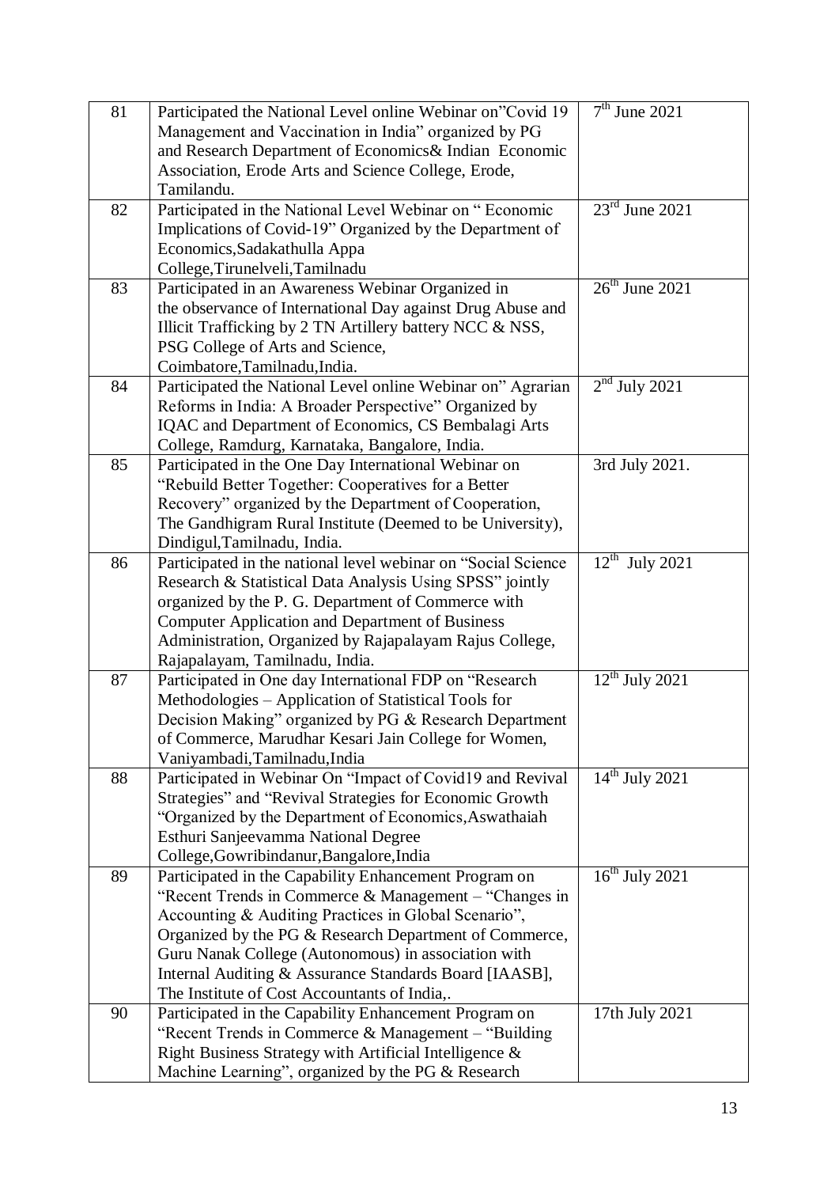| 81 | Participated the National Level online Webinar on"Covid 19 Management and Vaccination in India" organized by PG and Research Department of Economics& Indian Economic Association, Erode Arts and Science College, Erode, Tamilandu. | 7th June 2021 |
|---|---|---|
| 82 | Participated in the National Level Webinar on " Economic Implications of Covid-19" Organized by the Department of Economics,Sadakathulla Appa College,Tirunelveli,Tamilnadu | 23rd June 2021 |
| 83 | Participated in an Awareness Webinar Organized in the observance of International Day against Drug Abuse and Illicit Trafficking by 2 TN Artillery battery NCC & NSS, PSG College of Arts and Science, Coimbatore,Tamilnadu,India. | 26th June 2021 |
| 84 | Participated the National Level online Webinar on" Agrarian Reforms in India: A Broader Perspective" Organized by IQAC and Department of Economics, CS Bembalagi Arts College, Ramdurg, Karnataka, Bangalore, India. | 2nd July 2021 |
| 85 | Participated in the One Day International Webinar on "Rebuild Better Together: Cooperatives for a Better Recovery" organized by the Department of Cooperation, The Gandhigram Rural Institute (Deemed to be University), Dindigul,Tamilnadu, India. | 3rd July 2021. |
| 86 | Participated in the national level webinar on "Social Science Research & Statistical Data Analysis Using SPSS" jointly organized by the P. G. Department of Commerce with Computer Application and Department of Business Administration, Organized by Rajapalayam Rajus College, Rajapalayam, Tamilnadu, India. | 12th July 2021 |
| 87 | Participated in One day International FDP on "Research Methodologies – Application of Statistical Tools for Decision Making" organized by PG & Research Department of Commerce, Marudhar Kesari Jain College for Women, Vaniyambadi,Tamilnadu,India | 12th July 2021 |
| 88 | Participated in Webinar On "Impact of Covid19 and Revival Strategies" and "Revival Strategies for Economic Growth "Organized by the Department of Economics,Aswathaiah Esthuri Sanjeevamma National Degree College,Gowribindanur,Bangalore,India | 14th July 2021 |
| 89 | Participated in the Capability Enhancement Program on "Recent Trends in Commerce & Management – "Changes in Accounting & Auditing Practices in Global Scenario", Organized by the PG & Research Department of Commerce, Guru Nanak College (Autonomous) in association with Internal Auditing & Assurance Standards Board [IAASB], The Institute of Cost Accountants of India,. | 16th July 2021 |
| 90 | Participated in the Capability Enhancement Program on "Recent Trends in Commerce & Management – "Building Right Business Strategy with Artificial Intelligence & Machine Learning", organized by the PG & Research | 17th July 2021 |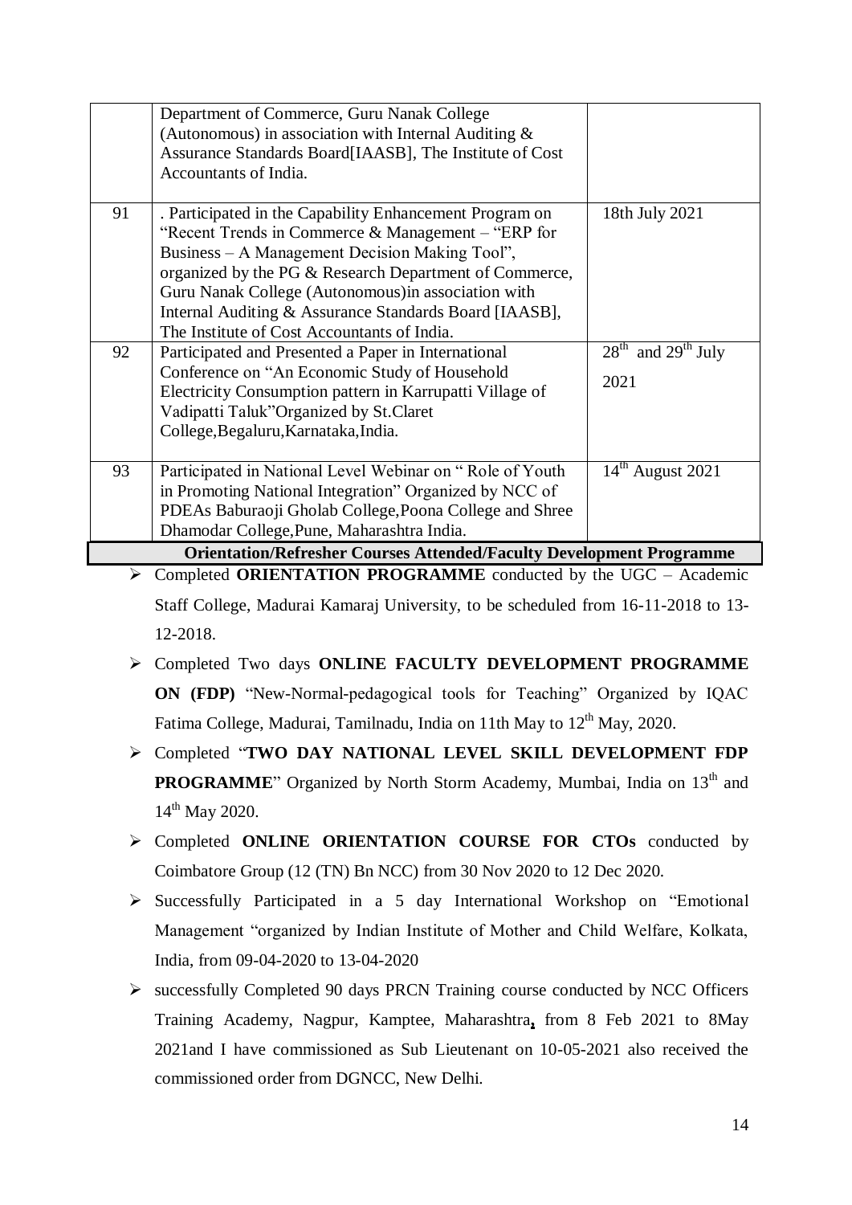| | | |
|---|---|---|
| | Department of Commerce, Guru Nanak College (Autonomous) in association with Internal Auditing & Assurance Standards Board[IAASB], The Institute of Cost Accountants of India. | |
| 91 | . Participated in the Capability Enhancement Program on "Recent Trends in Commerce & Management – "ERP for Business – A Management Decision Making Tool", organized by the PG & Research Department of Commerce, Guru Nanak College (Autonomous)in association with Internal Auditing & Assurance Standards Board [IAASB], The Institute of Cost Accountants of India. | 18th July 2021 |
| 92 | Participated and Presented a Paper in International Conference on "An Economic Study of Household Electricity Consumption pattern in Karrupatti Village of Vadipatti Taluk"Organized by St.Claret College,Begaluru,Karnataka,India. | 28th and 29th July 2021 |
| 93 | Participated in National Level Webinar on " Role of Youth in Promoting National Integration" Organized by NCC of PDEAs Baburaoji Gholab College,Poona College and Shree Dhamodar College,Pune, Maharashtra India. | 14th August 2021 |

**Orientation/Refresher Courses Attended/Faculty Development Programme**

- Completed **ORIENTATION PROGRAMME** conducted by the UGC – Academic Staff College, Madurai Kamaraj University, to be scheduled from 16-11-2018 to 13-12-2018.
- Completed Two days **ONLINE FACULTY DEVELOPMENT PROGRAMME ON (FDP)** "New-Normal-pedagogical tools for Teaching" Organized by IQAC Fatima College, Madurai, Tamilnadu, India on 11th May to 12th May, 2020.
- Completed "**TWO DAY NATIONAL LEVEL SKILL DEVELOPMENT FDP PROGRAMME**" Organized by North Storm Academy, Mumbai, India on 13th and 14th May 2020.
- Completed **ONLINE ORIENTATION COURSE FOR CTOs** conducted by Coimbatore Group (12 (TN) Bn NCC) from 30 Nov 2020 to 12 Dec 2020.
- Successfully Participated in a 5 day International Workshop on "Emotional Management "organized by Indian Institute of Mother and Child Welfare, Kolkata, India, from 09-04-2020 to 13-04-2020
- successfully Completed 90 days PRCN Training course conducted by NCC Officers Training Academy, Nagpur, Kamptee, Maharashtra, from 8 Feb 2021 to 8May 2021and I have commissioned as Sub Lieutenant on 10-05-2021 also received the commissioned order from DGNCC, New Delhi.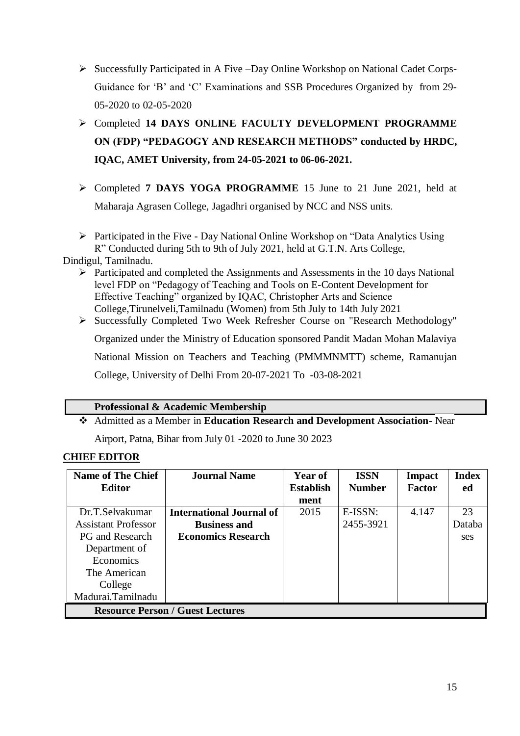- Successfully Participated in A Five –Day Online Workshop on National Cadet Corps-Guidance for 'B' and 'C' Examinations and SSB Procedures Organized by from 29-05-2020 to 02-05-2020
- Completed **14 DAYS ONLINE FACULTY DEVELOPMENT PROGRAMME ON (FDP) "PEDAGOGY AND RESEARCH METHODS" conducted by HRDC, IQAC, AMET University, from 24-05-2021 to 06-06-2021.**
- Completed **7 DAYS YOGA PROGRAMME** 15 June to 21 June 2021, held at Maharaja Agrasen College, Jagadhri organised by NCC and NSS units.
- Participated in the Five - Day National Online Workshop on "Data Analytics Using R" Conducted during 5th to 9th of July 2021, held at G.T.N. Arts College, Dindigul, Tamilnadu.
- Participated and completed the Assignments and Assessments in the 10 days National level FDP on "Pedagogy of Teaching and Tools on E-Content Development for Effective Teaching" organized by IQAC, Christopher Arts and Science College,Tirunelveli,Tamilnadu (Women) from 5th July to 14th July 2021
- Successfully Completed Two Week Refresher Course on "Research Methodology" Organized under the Ministry of Education sponsored Pandit Madan Mohan Malaviya National Mission on Teachers and Teaching (PMMMNMTT) scheme, Ramanujan College, University of Delhi From 20-07-2021 To -03-08-2021

**Professional & Academic Membership**

- Admitted as a Member in **Education Research and Development Association**- Near Airport, Patna, Bihar from July 01 -2020 to June 30 2023

**CHIEF EDITOR**

| Name of The Chief Editor | Journal Name | Year of Establishment | ISSN Number | Impact Factor | Indexed |
|---|---|---|---|---|---|
| Dr.T.Selvakumar Assistant Professor PG and Research Department of Economics The American College Madurai.Tamilnadu | **International Journal of Business and Economics Research** | 2015 | E-ISSN: 2455-3921 | 4.147 | 23 Databases |

**Resource Person / Guest Lectures**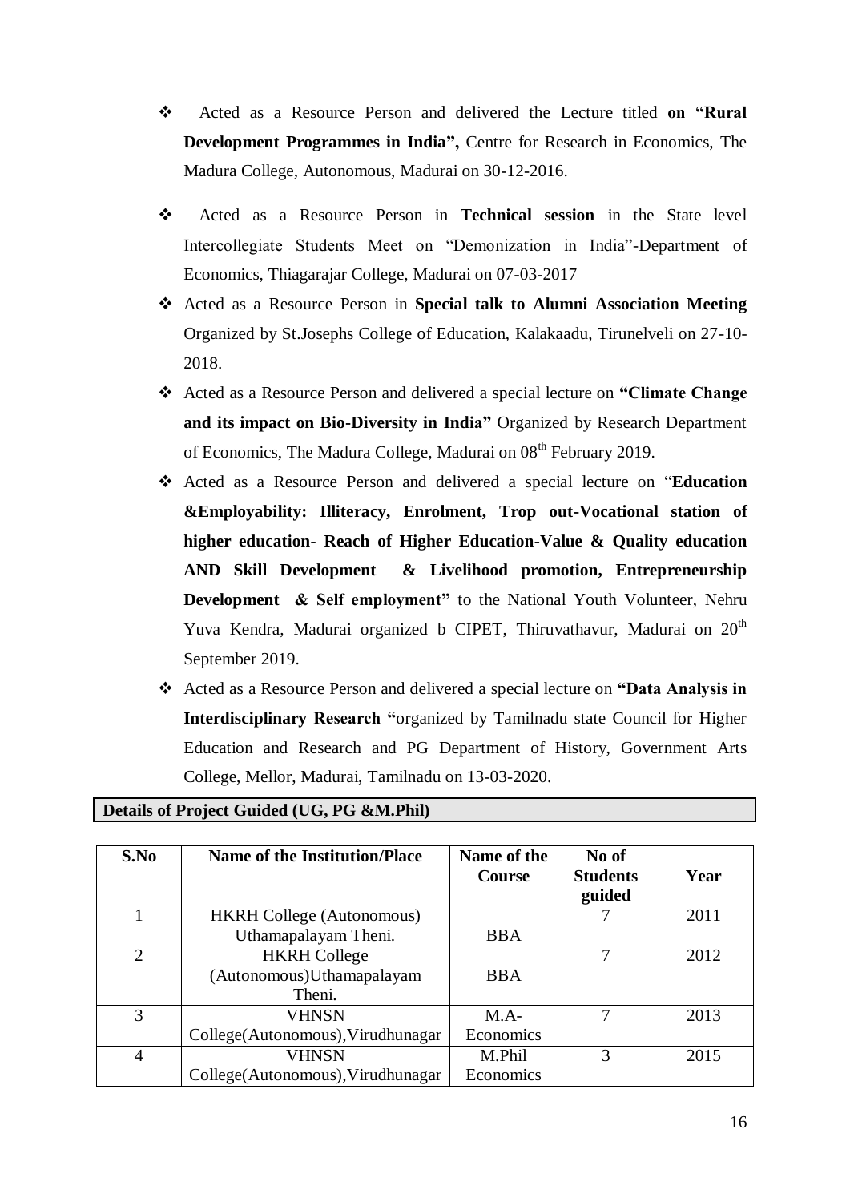- Acted as a Resource Person and delivered the Lecture titled **on "Rural Development Programmes in India",** Centre for Research in Economics, The Madura College, Autonomous, Madurai on 30-12-2016.
- Acted as a Resource Person in **Technical session** in the State level Intercollegiate Students Meet on "Demonization in India"-Department of Economics, Thiagarajar College, Madurai on 07-03-2017
- Acted as a Resource Person in **Special talk to Alumni Association Meeting** Organized by St.Josephs College of Education, Kalakaadu, Tirunelveli on 27-10-2018.
- Acted as a Resource Person and delivered a special lecture on **"Climate Change and its impact on Bio-Diversity in India"** Organized by Research Department of Economics, The Madura College, Madurai on 08th February 2019.
- Acted as a Resource Person and delivered a special lecture on "**Education &Employability: Illiteracy, Enrolment, Trop out-Vocational station of higher education- Reach of Higher Education-Value & Quality education AND Skill Development & Livelihood promotion, Entrepreneurship Development & Self employment"** to the National Youth Volunteer, Nehru Yuva Kendra, Madurai organized b CIPET, Thiruvathavur, Madurai on 20th September 2019.
- Acted as a Resource Person and delivered a special lecture on **"Data Analysis in Interdisciplinary Research "**organized by Tamilnadu state Council for Higher Education and Research and PG Department of History, Government Arts College, Mellor, Madurai, Tamilnadu on 13-03-2020.

## Details of Project Guided (UG, PG &M.Phil)

| S.No | Name of the Institution/Place | Name of the Course | No of Students guided | Year |
|---|---|---|---|---|
| 1 | HKRH College (Autonomous) Uthamapalayam Theni. | BBA | 7 | 2011 |
| 2 | HKRH College (Autonomous)Uthamapalayam Theni. | BBA | 7 | 2012 |
| 3 | VHNSN College(Autonomous),Virudhunagar | M.A-Economics | 7 | 2013 |
| 4 | VHNSN College(Autonomous),Virudhunagar | M.Phil Economics | 3 | 2015 |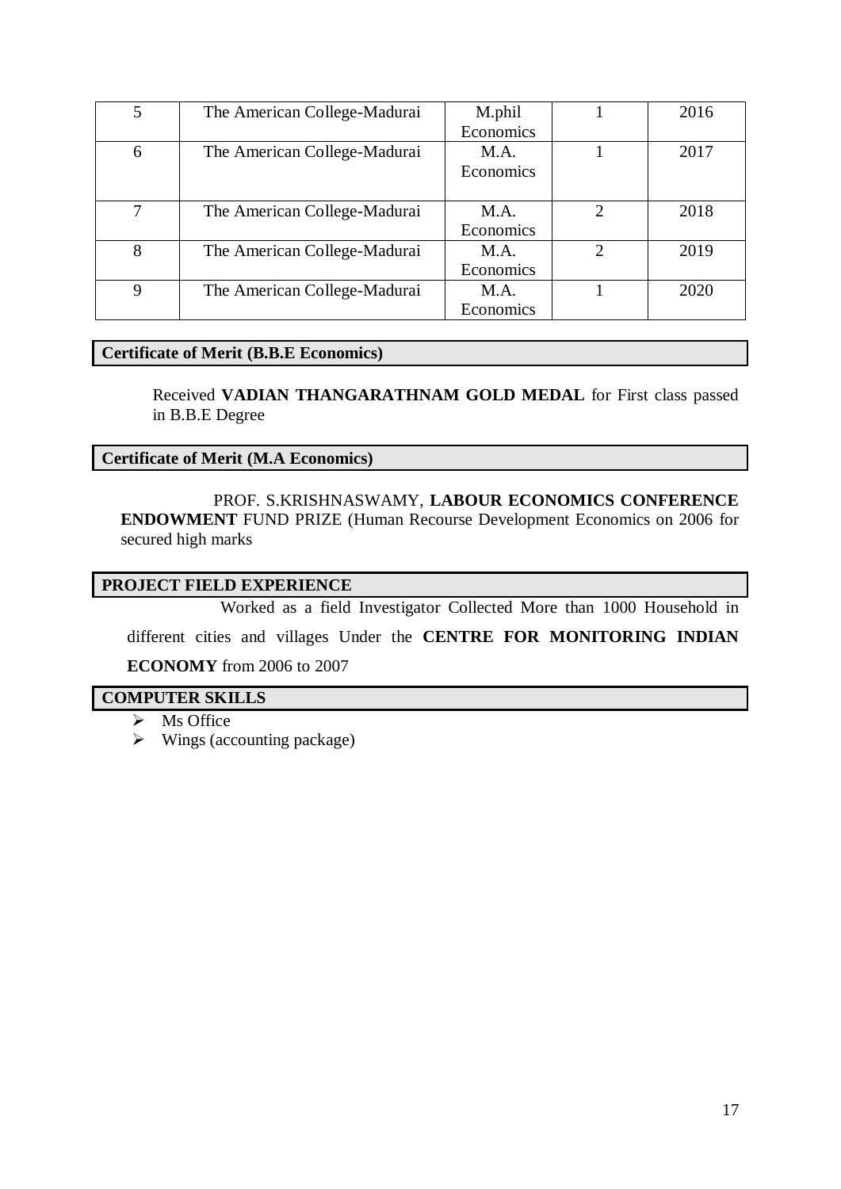| 5 | The American College-Madurai | M.phil Economics | 1 | 2016 |
|---|---|---|---|---|
| 6 | The American College-Madurai | M.A. Economics | 1 | 2017 |
| 7 | The American College-Madurai | M.A. Economics | 2 | 2018 |
| 8 | The American College-Madurai | M.A. Economics | 2 | 2019 |
| 9 | The American College-Madurai | M.A. Economics | 1 | 2020 |

## Certificate of Merit (B.B.E Economics)

Received **VADIAN THANGARATHNAM GOLD MEDAL** for First class passed in B.B.E Degree

## Certificate of Merit (M.A Economics)

PROF. S.KRISHNASWAMY, **LABOUR ECONOMICS CONFERENCE ENDOWMENT** FUND PRIZE (Human Recourse Development Economics on 2006 for secured high marks

## PROJECT FIELD EXPERIENCE

Worked as a field Investigator Collected More than 1000 Household in different cities and villages Under the **CENTRE FOR MONITORING INDIAN ECONOMY** from 2006 to 2007

## COMPUTER SKILLS

- Ms Office
- Wings (accounting package)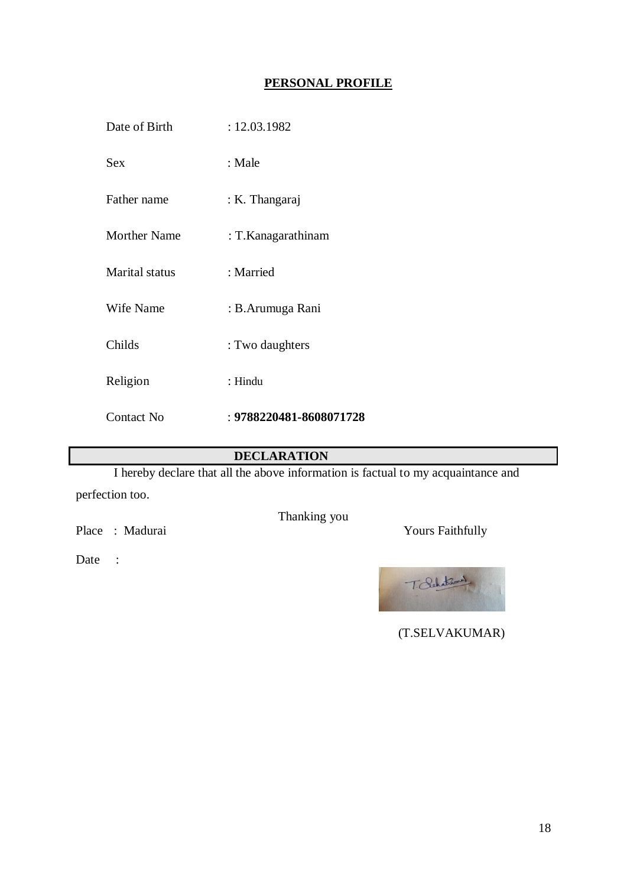## PERSONAL PROFILE

| | |
|---|---|
| Date of Birth | : 12.03.1982 |
| Sex | : Male |
| Father name | : K. Thangaraj |
| Morther Name | : T.Kanagarathinam |
| Marital status | : Married |
| Wife Name | : B.Arumuga Rani |
| Childs | : Two daughters |
| Religion | : Hindu |
| Contact No | : **9788220481-8608071728** |

## DECLARATION

I hereby declare that all the above information is factual to my acquaintance and perfection too.

Thanking you

Place : Madurai

Yours Faithfully

Date :

(T.SELVAKUMAR)